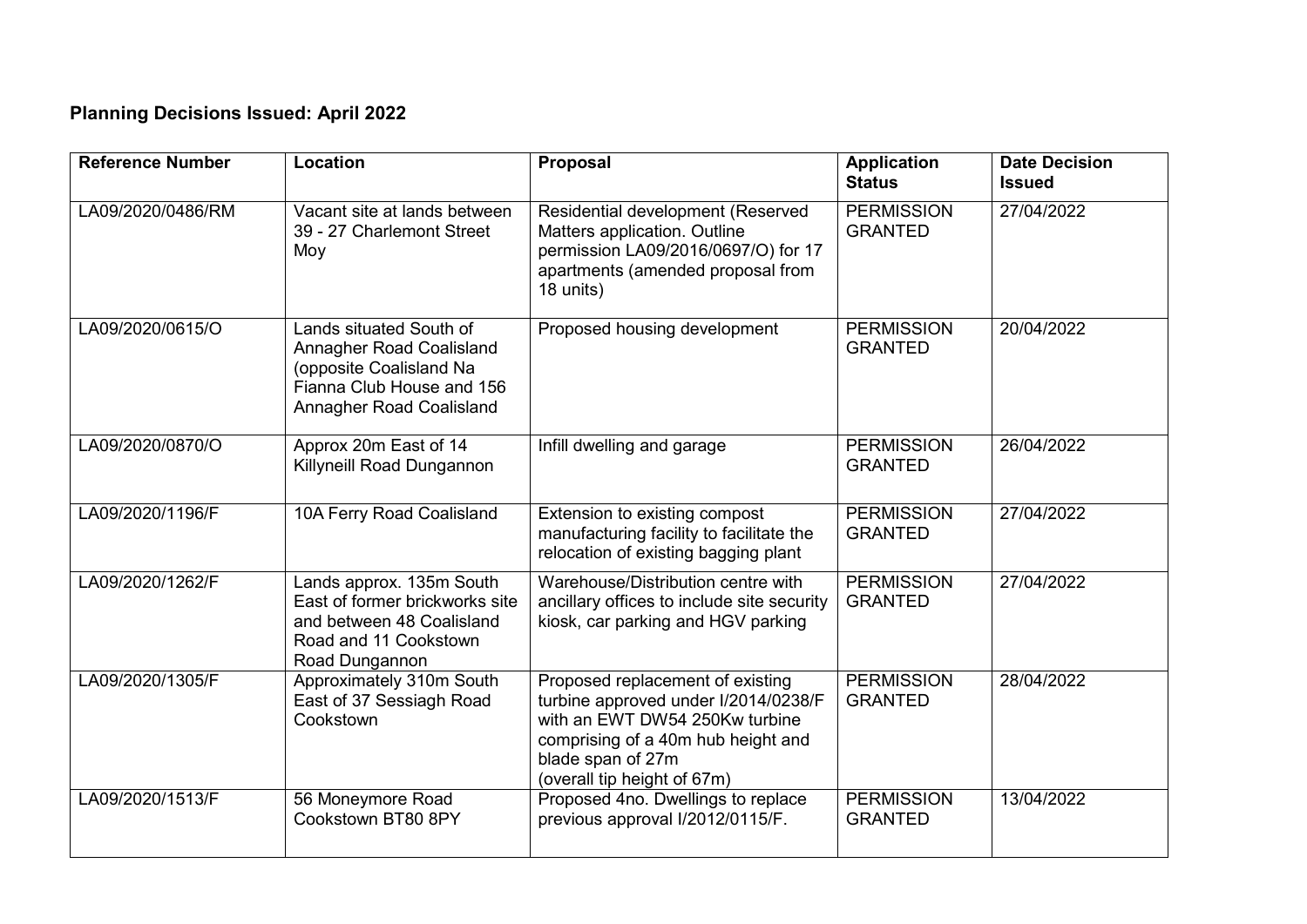**Planning Decisions Issued: April 2022**

| Reference Number | Location | Proposal | Application Status | Date Decision Issued |
| --- | --- | --- | --- | --- |
| LA09/2020/0486/RM | Vacant site at lands between 39 - 27 Charlemont Street Moy | Residential development (Reserved Matters application. Outline permission LA09/2016/0697/O) for 17 apartments (amended proposal from 18 units) | PERMISSION GRANTED | 27/04/2022 |
| LA09/2020/0615/O | Lands situated South of Annagher Road Coalisland (opposite Coalisland Na Fianna Club House and 156 Annagher Road Coalisland | Proposed housing development | PERMISSION GRANTED | 20/04/2022 |
| LA09/2020/0870/O | Approx 20m East of 14 Killyneill Road Dungannon | Infill dwelling and garage | PERMISSION GRANTED | 26/04/2022 |
| LA09/2020/1196/F | 10A Ferry Road Coalisland | Extension to existing compost manufacturing facility to facilitate the relocation of existing bagging plant | PERMISSION GRANTED | 27/04/2022 |
| LA09/2020/1262/F | Lands approx. 135m South East of former brickworks site and between 48 Coalisland Road and 11 Cookstown Road Dungannon | Warehouse/Distribution centre with ancillary offices to include site security kiosk, car parking and HGV parking | PERMISSION GRANTED | 27/04/2022 |
| LA09/2020/1305/F | Approximately 310m South East of 37 Sessiagh Road Cookstown | Proposed replacement of existing turbine approved under I/2014/0238/F with an EWT DW54 250Kw turbine comprising of a 40m hub height and blade span of 27m (overall tip height of 67m) | PERMISSION GRANTED | 28/04/2022 |
| LA09/2020/1513/F | 56 Moneymore Road Cookstown BT80 8PY | Proposed 4no. Dwellings to replace previous approval I/2012/0115/F. | PERMISSION GRANTED | 13/04/2022 |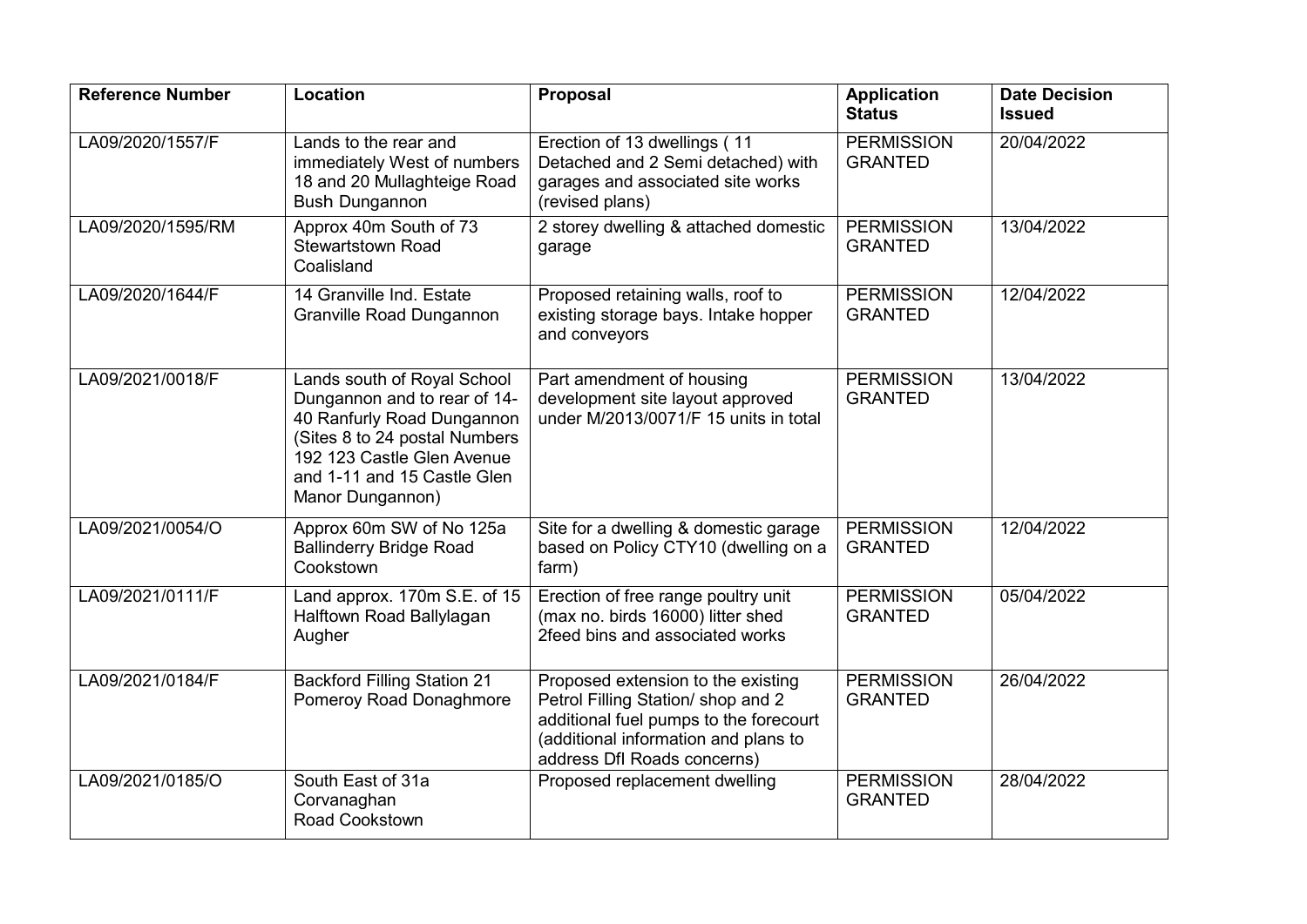| Reference Number | Location | Proposal | Application Status | Date Decision Issued |
| --- | --- | --- | --- | --- |
| LA09/2020/1557/F | Lands to the rear and immediately West of numbers 18 and 20 Mullaghteige Road Bush Dungannon | Erection of 13 dwellings ( 11 Detached and 2 Semi detached) with garages and associated site works (revised plans) | PERMISSION GRANTED | 20/04/2022 |
| LA09/2020/1595/RM | Approx 40m South of 73 Stewartstown Road Coalisland | 2 storey dwelling & attached domestic garage | PERMISSION GRANTED | 13/04/2022 |
| LA09/2020/1644/F | 14 Granville Ind. Estate Granville Road Dungannon | Proposed retaining walls, roof to existing storage bays. Intake hopper and conveyors | PERMISSION GRANTED | 12/04/2022 |
| LA09/2021/0018/F | Lands south of Royal School Dungannon and to rear of 14-40 Ranfurly Road Dungannon (Sites 8 to 24 postal Numbers 192 123 Castle Glen Avenue and 1-11 and 15 Castle Glen Manor Dungannon) | Part amendment of housing development site layout approved under M/2013/0071/F 15 units in total | PERMISSION GRANTED | 13/04/2022 |
| LA09/2021/0054/O | Approx 60m SW of No 125a Ballinderry Bridge Road Cookstown | Site for a dwelling & domestic garage based on Policy CTY10 (dwelling on a farm) | PERMISSION GRANTED | 12/04/2022 |
| LA09/2021/0111/F | Land approx. 170m S.E. of 15 Halftown Road Ballylagan Augher | Erection of free range poultry unit (max no. birds 16000) litter shed 2feed bins and associated works | PERMISSION GRANTED | 05/04/2022 |
| LA09/2021/0184/F | Backford Filling Station 21 Pomeroy Road Donaghmore | Proposed extension to the existing Petrol Filling Station/ shop and 2 additional fuel pumps to the forecourt (additional information and plans to address DfI Roads concerns) | PERMISSION GRANTED | 26/04/2022 |
| LA09/2021/0185/O | South East of 31a Corvanaghan Road Cookstown | Proposed replacement dwelling | PERMISSION GRANTED | 28/04/2022 |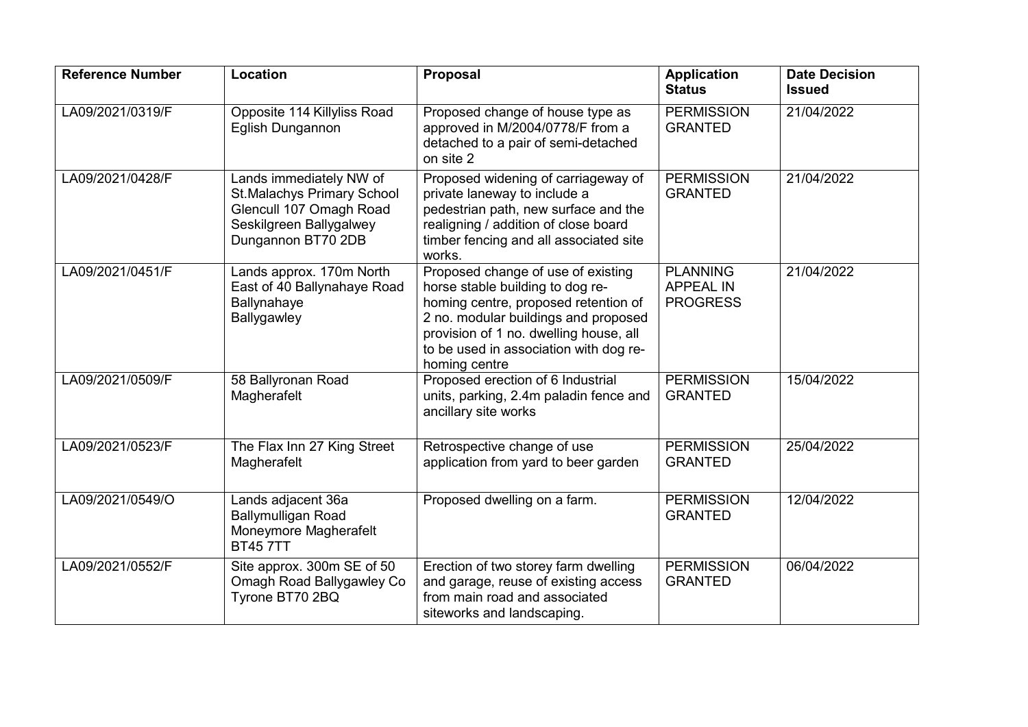| Reference Number | Location | Proposal | Application Status | Date Decision Issued |
|---|---|---|---|---|
| LA09/2021/0319/F | Opposite 114 Killyliss Road Eglish Dungannon | Proposed change of house type as approved in M/2004/0778/F from a detached to a pair of semi-detached on site 2 | PERMISSION GRANTED | 21/04/2022 |
| LA09/2021/0428/F | Lands immediately NW of St.Malachys Primary School Glencull 107 Omagh Road Seskilgreen Ballygalwey Dungannon BT70 2DB | Proposed widening of carriageway of private laneway to include a pedestrian path, new surface and the realigning / addition of close board timber fencing and all associated site works. | PERMISSION GRANTED | 21/04/2022 |
| LA09/2021/0451/F | Lands approx. 170m North East of 40 Ballynahaye Road Ballynahaye Ballygawley | Proposed change of use of existing horse stable building to dog re-homing centre, proposed retention of 2 no. modular buildings and proposed provision of 1 no. dwelling house, all to be used in association with dog re-homing centre | PLANNING APPEAL IN PROGRESS | 21/04/2022 |
| LA09/2021/0509/F | 58 Ballyronan Road Magherafelt | Proposed erection of 6 Industrial units, parking, 2.4m paladin fence and ancillary site works | PERMISSION GRANTED | 15/04/2022 |
| LA09/2021/0523/F | The Flax Inn 27 King Street Magherafelt | Retrospective change of use application from yard to beer garden | PERMISSION GRANTED | 25/04/2022 |
| LA09/2021/0549/O | Lands adjacent 36a Ballymulligan Road Moneymore Magherafelt BT45 7TT | Proposed dwelling on a farm. | PERMISSION GRANTED | 12/04/2022 |
| LA09/2021/0552/F | Site approx. 300m SE of 50 Omagh Road Ballygawley Co Tyrone BT70 2BQ | Erection of two storey farm dwelling and garage, reuse of existing access from main road and associated siteworks and landscaping. | PERMISSION GRANTED | 06/04/2022 |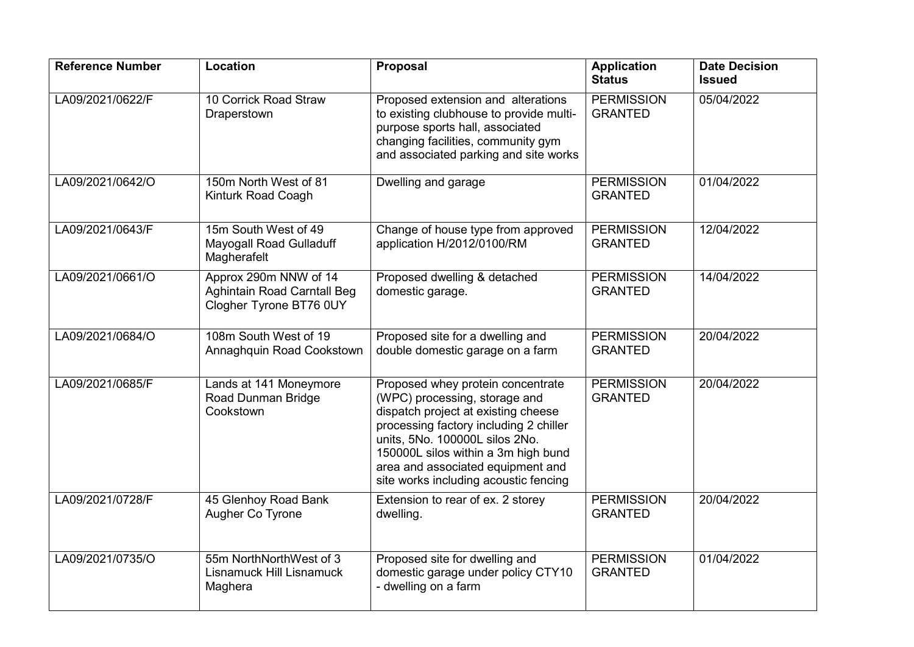| Reference Number | Location | Proposal | Application Status | Date Decision Issued |
|---|---|---|---|---|
| LA09/2021/0622/F | 10 Corrick Road Straw Draperstown | Proposed extension and alterations to existing clubhouse to provide multi-purpose sports hall, associated changing facilities, community gym and associated parking and site works | PERMISSION GRANTED | 05/04/2022 |
| LA09/2021/0642/O | 150m North West of 81 Kinturk Road Coagh | Dwelling and garage | PERMISSION GRANTED | 01/04/2022 |
| LA09/2021/0643/F | 15m South West of 49 Mayogall Road Gulladuff Magherafelt | Change of house type from approved application H/2012/0100/RM | PERMISSION GRANTED | 12/04/2022 |
| LA09/2021/0661/O | Approx 290m NNW of 14 Aghintain Road Carntall Beg Clogher Tyrone BT76 0UY | Proposed dwelling & detached domestic garage. | PERMISSION GRANTED | 14/04/2022 |
| LA09/2021/0684/O | 108m South West of 19 Annaghquin Road Cookstown | Proposed site for a dwelling and double domestic garage on a farm | PERMISSION GRANTED | 20/04/2022 |
| LA09/2021/0685/F | Lands at 141 Moneymore Road Dunman Bridge Cookstown | Proposed whey protein concentrate (WPC) processing, storage and dispatch project at existing cheese processing factory including 2 chiller units, 5No. 100000L silos 2No. 150000L silos within a 3m high bund area and associated equipment and site works including acoustic fencing | PERMISSION GRANTED | 20/04/2022 |
| LA09/2021/0728/F | 45 Glenhoy Road Bank Augher Co Tyrone | Extension to rear of ex. 2 storey dwelling. | PERMISSION GRANTED | 20/04/2022 |
| LA09/2021/0735/O | 55m NorthNorthWest of 3 Lisnamuck Hill Lisnamuck Maghera | Proposed site for dwelling and domestic garage under policy CTY10 - dwelling on a farm | PERMISSION GRANTED | 01/04/2022 |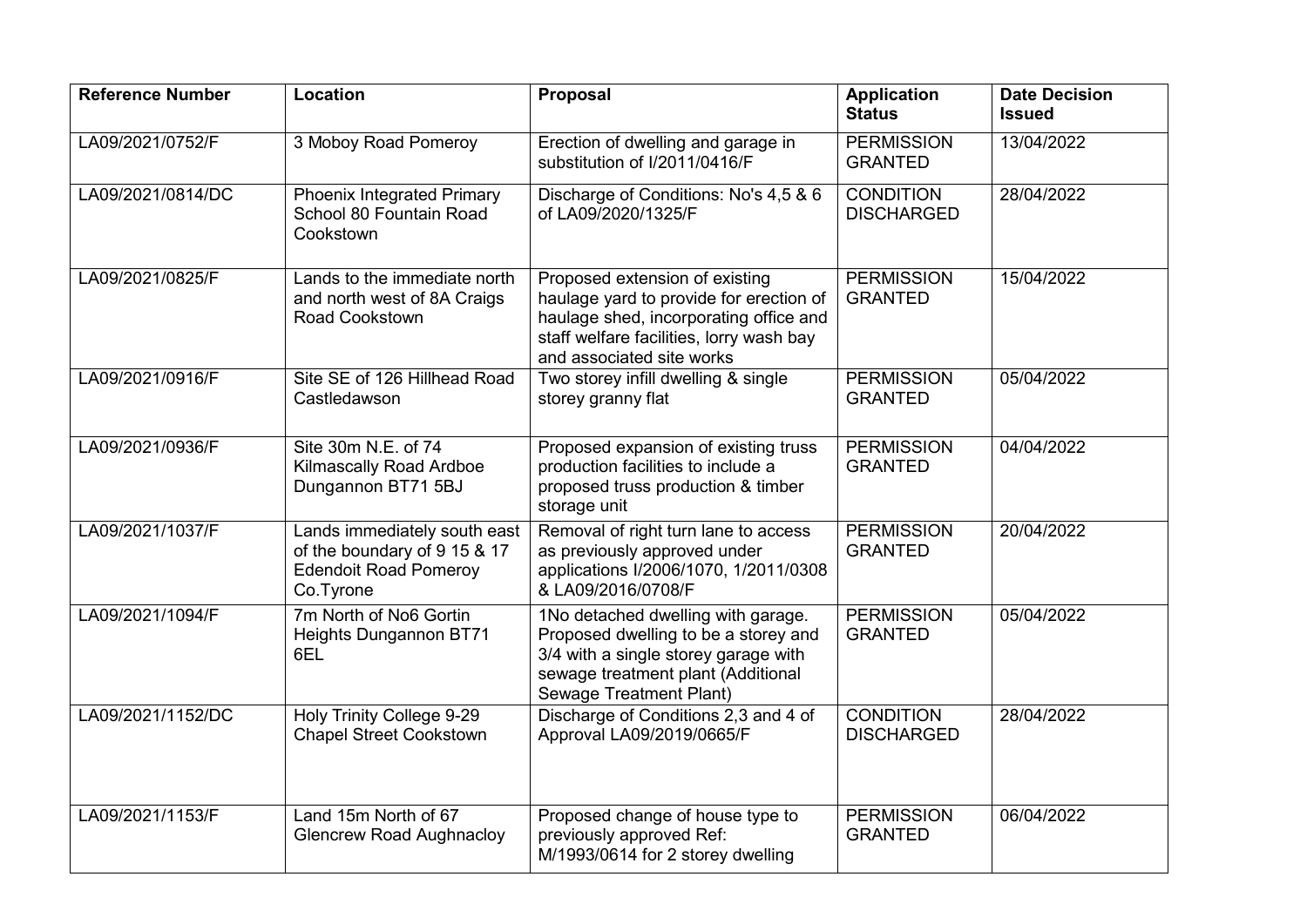| Reference Number | Location | Proposal | Application Status | Date Decision Issued |
|---|---|---|---|---|
| LA09/2021/0752/F | 3 Moboy Road Pomeroy | Erection of dwelling and garage in substitution of I/2011/0416/F | PERMISSION GRANTED | 13/04/2022 |
| LA09/2021/0814/DC | Phoenix Integrated Primary School 80 Fountain Road Cookstown | Discharge of Conditions: No's 4,5 & 6 of LA09/2020/1325/F | CONDITION DISCHARGED | 28/04/2022 |
| LA09/2021/0825/F | Lands to the immediate north and north west of 8A Craigs Road Cookstown | Proposed extension of existing haulage yard to provide for erection of haulage shed, incorporating office and staff welfare facilities, lorry wash bay and associated site works | PERMISSION GRANTED | 15/04/2022 |
| LA09/2021/0916/F | Site SE of 126 Hillhead Road Castledawson | Two storey infill dwelling & single storey granny flat | PERMISSION GRANTED | 05/04/2022 |
| LA09/2021/0936/F | Site 30m N.E. of 74 Kilmascally Road Ardboe Dungannon BT71 5BJ | Proposed expansion of existing truss production facilities to include a proposed truss production & timber storage unit | PERMISSION GRANTED | 04/04/2022 |
| LA09/2021/1037/F | Lands immediately south east of the boundary of 9 15 & 17 Edendoit Road Pomeroy Co.Tyrone | Removal of right turn lane to access as previously approved under applications I/2006/1070, 1/2011/0308 & LA09/2016/0708/F | PERMISSION GRANTED | 20/04/2022 |
| LA09/2021/1094/F | 7m North of No6 Gortin Heights Dungannon BT71 6EL | 1No detached dwelling with garage. Proposed dwelling to be a storey and 3/4 with a single storey garage with sewage treatment plant (Additional Sewage Treatment Plant) | PERMISSION GRANTED | 05/04/2022 |
| LA09/2021/1152/DC | Holy Trinity College 9-29 Chapel Street Cookstown | Discharge of Conditions 2,3 and 4 of Approval LA09/2019/0665/F | CONDITION DISCHARGED | 28/04/2022 |
| LA09/2021/1153/F | Land 15m North of 67 Glencrew Road Aughnacloy | Proposed change of house type to previously approved Ref: M/1993/0614 for 2 storey dwelling | PERMISSION GRANTED | 06/04/2022 |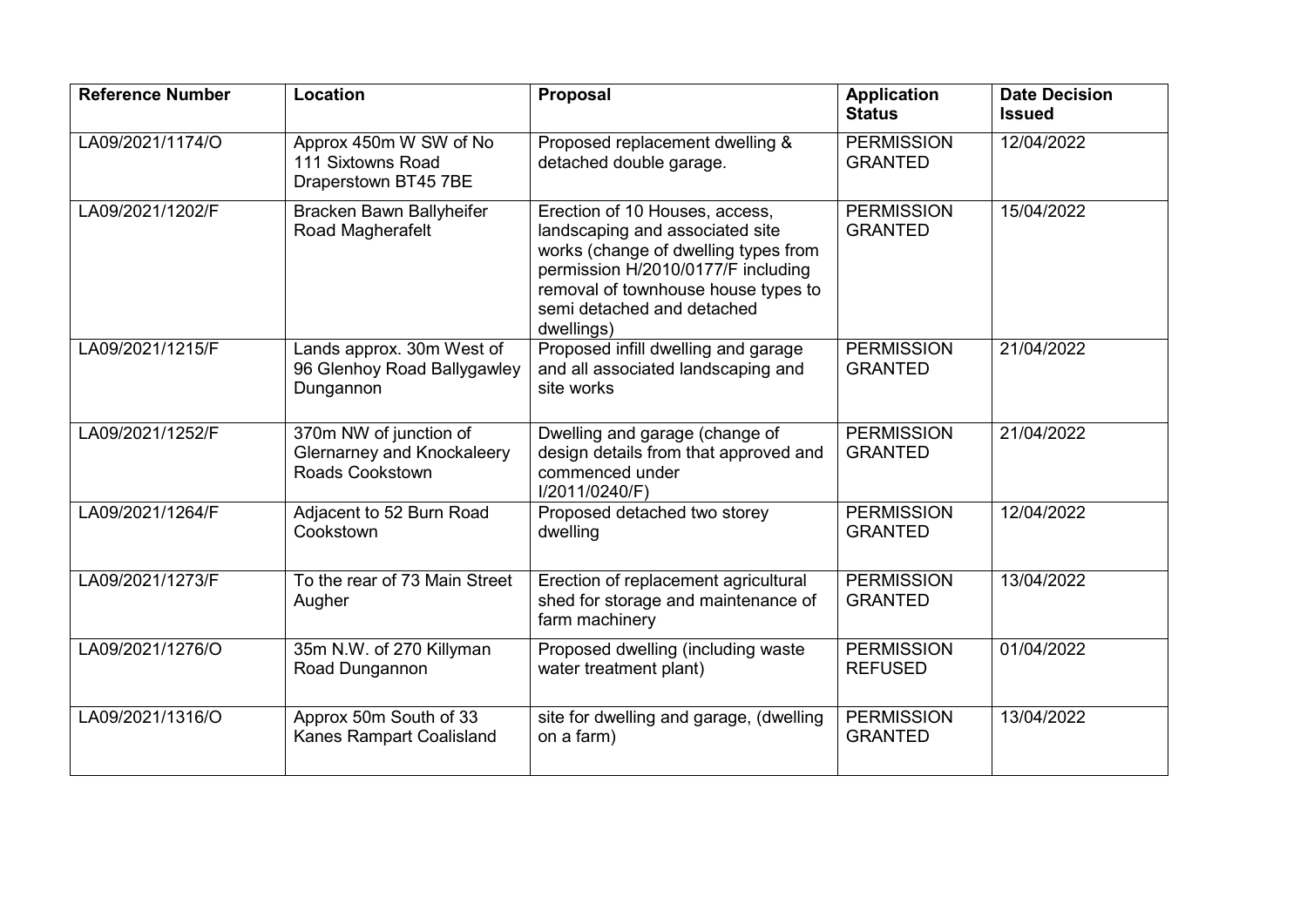| Reference Number | Location | Proposal | Application Status | Date Decision Issued |
|---|---|---|---|---|
| LA09/2021/1174/O | Approx 450m W SW of No 111 Sixtowns Road Draperstown BT45 7BE | Proposed replacement dwelling & detached double garage. | PERMISSION GRANTED | 12/04/2022 |
| LA09/2021/1202/F | Bracken Bawn Ballyheifer Road Magherafelt | Erection of 10 Houses, access, landscaping and associated site works (change of dwelling types from permission H/2010/0177/F including removal of townhouse house types to semi detached and detached dwellings) | PERMISSION GRANTED | 15/04/2022 |
| LA09/2021/1215/F | Lands approx. 30m West of 96 Glenhoy Road Ballygawley Dungannon | Proposed infill dwelling and garage and all associated landscaping and site works | PERMISSION GRANTED | 21/04/2022 |
| LA09/2021/1252/F | 370m NW of junction of Glernarney and Knockaleery Roads Cookstown | Dwelling and garage (change of design details from that approved and commenced under I/2011/0240/F) | PERMISSION GRANTED | 21/04/2022 |
| LA09/2021/1264/F | Adjacent to 52 Burn Road Cookstown | Proposed detached two storey dwelling | PERMISSION GRANTED | 12/04/2022 |
| LA09/2021/1273/F | To the rear of 73 Main Street Augher | Erection of replacement agricultural shed for storage and maintenance of farm machinery | PERMISSION GRANTED | 13/04/2022 |
| LA09/2021/1276/O | 35m N.W. of 270 Killyman Road Dungannon | Proposed dwelling (including waste water treatment plant) | PERMISSION REFUSED | 01/04/2022 |
| LA09/2021/1316/O | Approx 50m South of 33 Kanes Rampart Coalisland | site for dwelling and garage, (dwelling on a farm) | PERMISSION GRANTED | 13/04/2022 |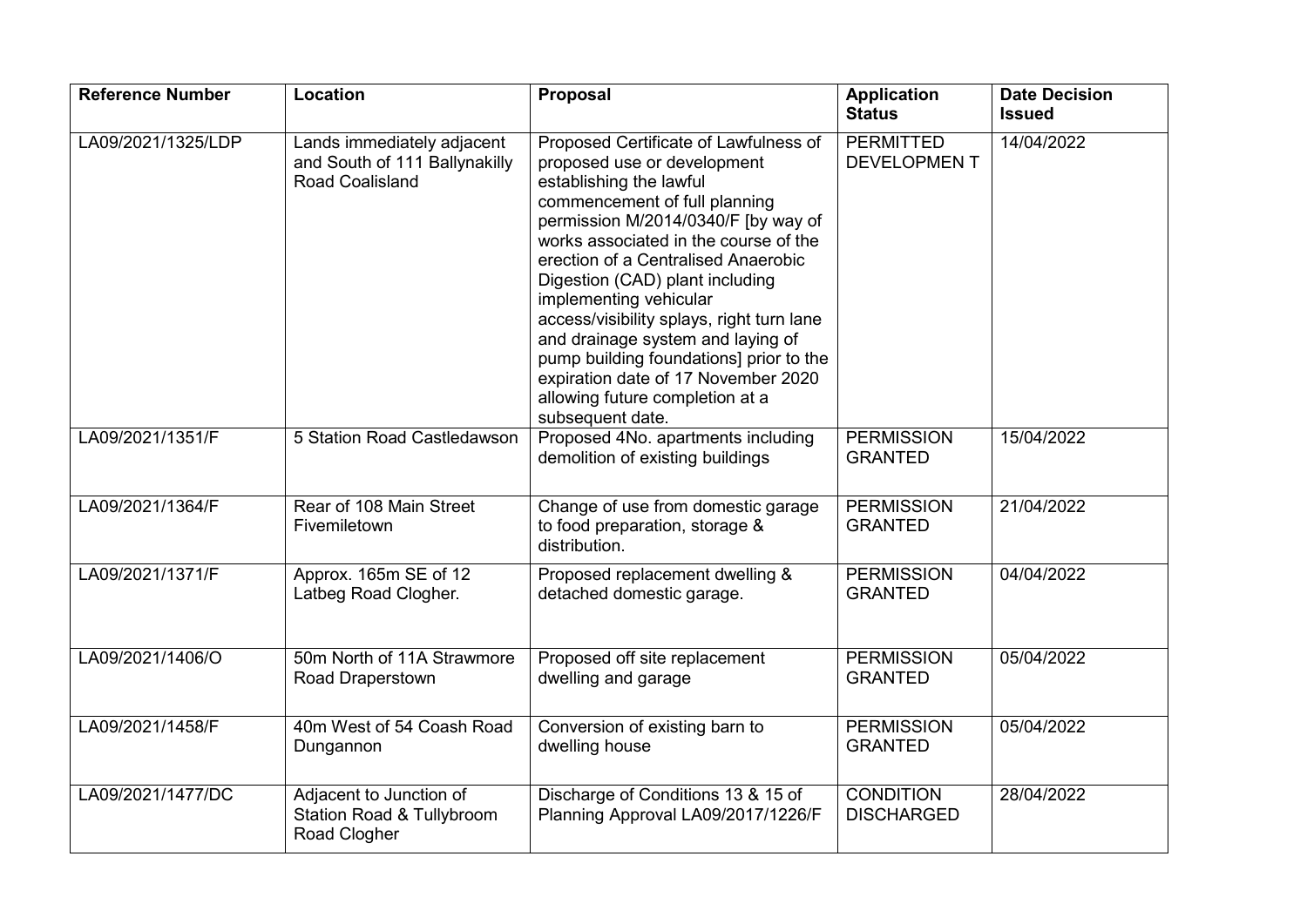| Reference Number | Location | Proposal | Application Status | Date Decision Issued |
|---|---|---|---|---|
| LA09/2021/1325/LDP | Lands immediately adjacent and South of 111 Ballynakilly Road Coalisland | Proposed Certificate of Lawfulness of proposed use or development establishing the lawful commencement of full planning permission M/2014/0340/F [by way of works associated in the course of the erection of a Centralised Anaerobic Digestion (CAD) plant including implementing vehicular access/visibility splays, right turn lane and drainage system and laying of pump building foundations] prior to the expiration date of 17 November 2020 allowing future completion at a subsequent date. | PERMITTED DEVELOPMEN T | 14/04/2022 |
| LA09/2021/1351/F | 5 Station Road Castledawson | Proposed 4No. apartments including demolition of existing buildings | PERMISSION GRANTED | 15/04/2022 |
| LA09/2021/1364/F | Rear of 108 Main Street Fivemiletown | Change of use from domestic garage to food preparation, storage & distribution. | PERMISSION GRANTED | 21/04/2022 |
| LA09/2021/1371/F | Approx. 165m SE of 12 Latbeg Road Clogher. | Proposed replacement dwelling & detached domestic garage. | PERMISSION GRANTED | 04/04/2022 |
| LA09/2021/1406/O | 50m North of 11A Strawmore Road Draperstown | Proposed off site replacement dwelling and garage | PERMISSION GRANTED | 05/04/2022 |
| LA09/2021/1458/F | 40m West of 54 Coash Road Dungannon | Conversion of existing barn to dwelling house | PERMISSION GRANTED | 05/04/2022 |
| LA09/2021/1477/DC | Adjacent to Junction of Station Road & Tullybroom Road Clogher | Discharge of Conditions 13 & 15 of Planning Approval LA09/2017/1226/F | CONDITION DISCHARGED | 28/04/2022 |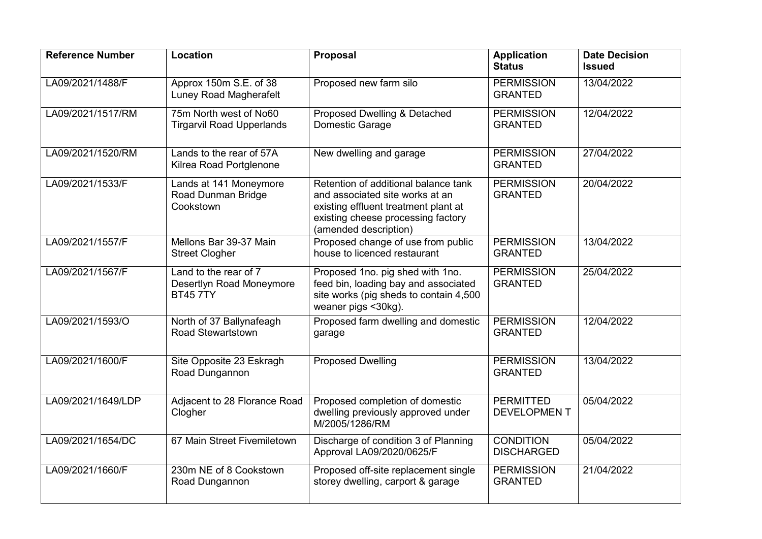| Reference Number | Location | Proposal | Application Status | Date Decision Issued |
| --- | --- | --- | --- | --- |
| LA09/2021/1488/F | Approx 150m S.E. of 38 Luney Road Magherafelt | Proposed new farm silo | PERMISSION GRANTED | 13/04/2022 |
| LA09/2021/1517/RM | 75m North west of No60 Tirgarvil Road Upperlands | Proposed Dwelling & Detached Domestic Garage | PERMISSION GRANTED | 12/04/2022 |
| LA09/2021/1520/RM | Lands to the rear of 57A Kilrea Road Portglenone | New dwelling and garage | PERMISSION GRANTED | 27/04/2022 |
| LA09/2021/1533/F | Lands at 141 Moneymore Road Dunman Bridge Cookstown | Retention of additional balance tank and associated site works at an existing effluent treatment plant at existing cheese processing factory (amended description) | PERMISSION GRANTED | 20/04/2022 |
| LA09/2021/1557/F | Mellons Bar 39-37 Main Street Clogher | Proposed change of use from public house to licenced restaurant | PERMISSION GRANTED | 13/04/2022 |
| LA09/2021/1567/F | Land to the rear of 7 Desertlyn Road Moneymore BT45 7TY | Proposed 1no. pig shed with 1no. feed bin, loading bay and associated site works (pig sheds to contain 4,500 weaner pigs <30kg). | PERMISSION GRANTED | 25/04/2022 |
| LA09/2021/1593/O | North of 37 Ballynafeagh Road Stewartstown | Proposed farm dwelling and domestic garage | PERMISSION GRANTED | 12/04/2022 |
| LA09/2021/1600/F | Site Opposite 23 Eskragh Road Dungannon | Proposed Dwelling | PERMISSION GRANTED | 13/04/2022 |
| LA09/2021/1649/LDP | Adjacent to 28 Florance Road Clogher | Proposed completion of domestic dwelling previously approved under M/2005/1286/RM | PERMITTED DEVELOPMEN T | 05/04/2022 |
| LA09/2021/1654/DC | 67 Main Street Fivemiletown | Discharge of condition 3 of Planning Approval LA09/2020/0625/F | CONDITION DISCHARGED | 05/04/2022 |
| LA09/2021/1660/F | 230m NE of 8 Cookstown Road Dungannon | Proposed off-site replacement single storey dwelling, carport & garage | PERMISSION GRANTED | 21/04/2022 |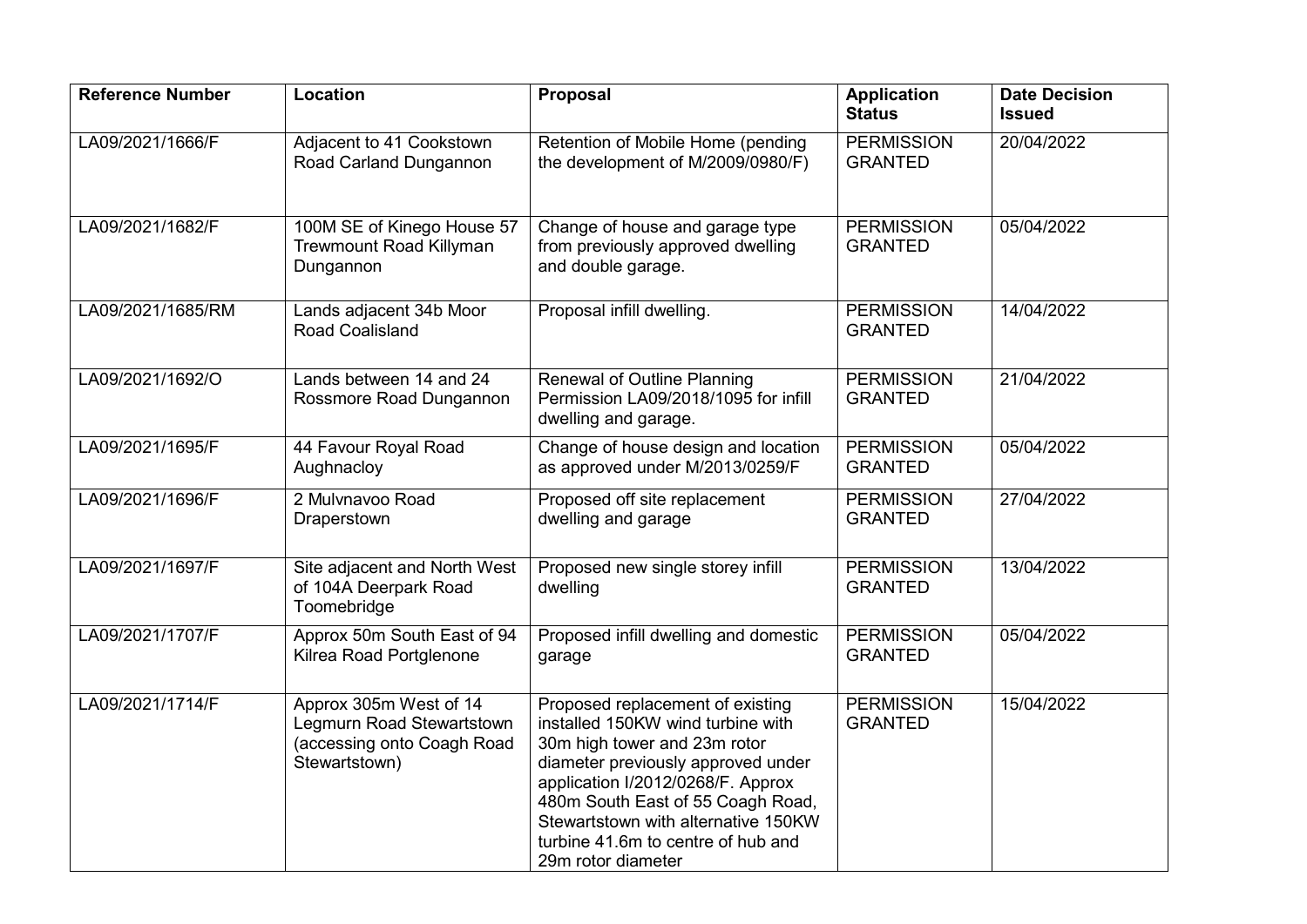| Reference Number | Location | Proposal | Application Status | Date Decision Issued |
| --- | --- | --- | --- | --- |
| LA09/2021/1666/F | Adjacent to 41 Cookstown Road Carland Dungannon | Retention of Mobile Home (pending the development of M/2009/0980/F) | PERMISSION GRANTED | 20/04/2022 |
| LA09/2021/1682/F | 100M SE of Kinego House 57 Trewmount Road Killyman Dungannon | Change of house and garage type from previously approved dwelling and double garage. | PERMISSION GRANTED | 05/04/2022 |
| LA09/2021/1685/RM | Lands adjacent 34b Moor Road Coalisland | Proposal infill dwelling. | PERMISSION GRANTED | 14/04/2022 |
| LA09/2021/1692/O | Lands between 14 and 24 Rossmore Road Dungannon | Renewal of Outline Planning Permission LA09/2018/1095 for infill dwelling and garage. | PERMISSION GRANTED | 21/04/2022 |
| LA09/2021/1695/F | 44 Favour Royal Road Aughnacloy | Change of house design and location as approved under M/2013/0259/F | PERMISSION GRANTED | 05/04/2022 |
| LA09/2021/1696/F | 2 Mulvnavoo Road Draperstown | Proposed off site replacement dwelling and garage | PERMISSION GRANTED | 27/04/2022 |
| LA09/2021/1697/F | Site adjacent and North West of 104A Deerpark Road Toomebridge | Proposed new single storey infill dwelling | PERMISSION GRANTED | 13/04/2022 |
| LA09/2021/1707/F | Approx 50m South East of 94 Kilrea Road Portglenone | Proposed infill dwelling and domestic garage | PERMISSION GRANTED | 05/04/2022 |
| LA09/2021/1714/F | Approx 305m West of 14 Legmurn Road Stewartstown (accessing onto Coagh Road Stewartstown) | Proposed replacement of existing installed 150KW wind turbine with 30m high tower and 23m rotor diameter previously approved under application I/2012/0268/F. Approx 480m South East of 55 Coagh Road, Stewartstown with alternative 150KW turbine 41.6m to centre of hub and 29m rotor diameter | PERMISSION GRANTED | 15/04/2022 |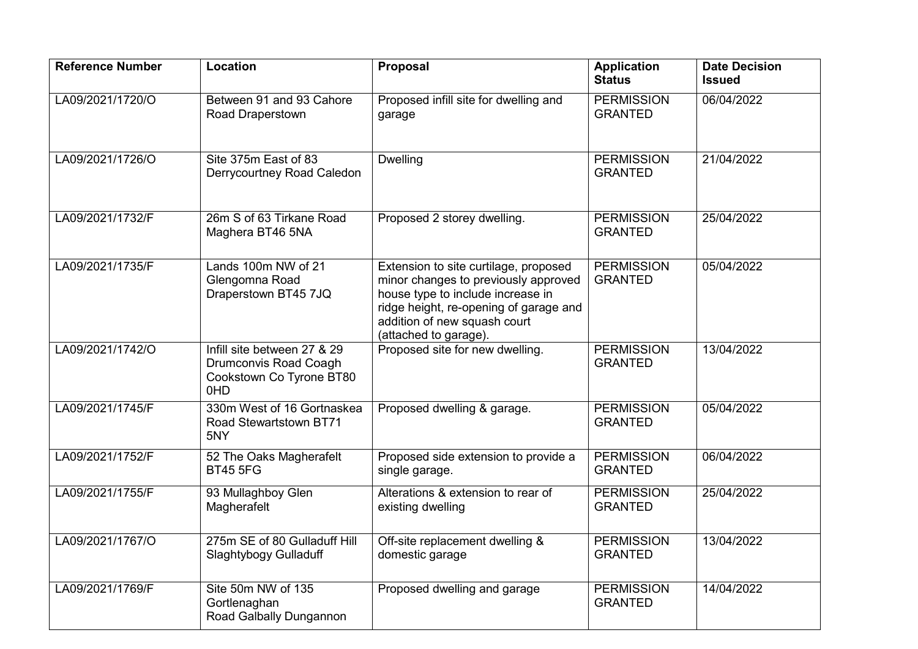| Reference Number | Location | Proposal | Application Status | Date Decision Issued |
| --- | --- | --- | --- | --- |
| LA09/2021/1720/O | Between 91 and 93 Cahore Road Draperstown | Proposed infill site for dwelling and garage | PERMISSION GRANTED | 06/04/2022 |
| LA09/2021/1726/O | Site 375m East of 83 Derrycourtney Road Caledon | Dwelling | PERMISSION GRANTED | 21/04/2022 |
| LA09/2021/1732/F | 26m S of 63 Tirkane Road Maghera BT46 5NA | Proposed 2 storey dwelling. | PERMISSION GRANTED | 25/04/2022 |
| LA09/2021/1735/F | Lands 100m NW of 21 Glengomna Road Draperstown BT45 7JQ | Extension to site curtilage, proposed minor changes to previously approved house type to include increase in ridge height, re-opening of garage and addition of new squash court (attached to garage). | PERMISSION GRANTED | 05/04/2022 |
| LA09/2021/1742/O | Infill site between 27 & 29 Drumconvis Road Coagh Cookstown Co Tyrone BT80 0HD | Proposed site for new dwelling. | PERMISSION GRANTED | 13/04/2022 |
| LA09/2021/1745/F | 330m West of 16 Gortnaskea Road Stewartstown BT71 5NY | Proposed dwelling & garage. | PERMISSION GRANTED | 05/04/2022 |
| LA09/2021/1752/F | 52 The Oaks Magherafelt BT45 5FG | Proposed side extension to provide a single garage. | PERMISSION GRANTED | 06/04/2022 |
| LA09/2021/1755/F | 93 Mullaghboy Glen Magherafelt | Alterations & extension to rear of existing dwelling | PERMISSION GRANTED | 25/04/2022 |
| LA09/2021/1767/O | 275m SE of 80 Gulladuff Hill Slaghtybogy Gulladuff | Off-site replacement dwelling & domestic garage | PERMISSION GRANTED | 13/04/2022 |
| LA09/2021/1769/F | Site 50m NW of 135 Gortlenaghan Road Galbally Dungannon | Proposed dwelling and garage | PERMISSION GRANTED | 14/04/2022 |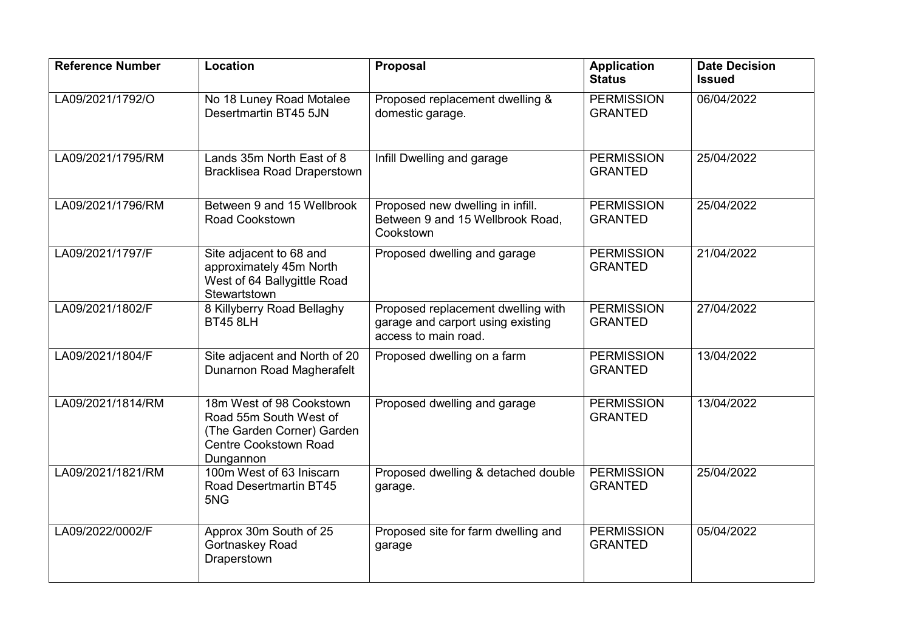| Reference Number | Location | Proposal | Application Status | Date Decision Issued |
| --- | --- | --- | --- | --- |
| LA09/2021/1792/O | No 18 Luney Road Motalee Desertmartin BT45 5JN | Proposed replacement dwelling & domestic garage. | PERMISSION GRANTED | 06/04/2022 |
| LA09/2021/1795/RM | Lands 35m North East of 8 Bracklisea Road Draperstown | Infill Dwelling and garage | PERMISSION GRANTED | 25/04/2022 |
| LA09/2021/1796/RM | Between 9 and 15 Wellbrook Road Cookstown | Proposed new dwelling in infill. Between 9 and 15 Wellbrook Road, Cookstown | PERMISSION GRANTED | 25/04/2022 |
| LA09/2021/1797/F | Site adjacent to 68 and approximately 45m North West of 64 Ballygittle Road Stewartstown | Proposed dwelling and garage | PERMISSION GRANTED | 21/04/2022 |
| LA09/2021/1802/F | 8 Killyberry Road Bellaghy BT45 8LH | Proposed replacement dwelling with garage and carport using existing access to main road. | PERMISSION GRANTED | 27/04/2022 |
| LA09/2021/1804/F | Site adjacent and North of 20 Dunarnon Road Magherafelt | Proposed dwelling on a farm | PERMISSION GRANTED | 13/04/2022 |
| LA09/2021/1814/RM | 18m West of 98 Cookstown Road 55m South West of (The Garden Corner) Garden Centre Cookstown Road Dungannon | Proposed dwelling and garage | PERMISSION GRANTED | 13/04/2022 |
| LA09/2021/1821/RM | 100m West of 63 Iniscarn Road Desertmartin BT45 5NG | Proposed dwelling & detached double garage. | PERMISSION GRANTED | 25/04/2022 |
| LA09/2022/0002/F | Approx 30m South of 25 Gortnaskey Road Draperstown | Proposed site for farm dwelling and garage | PERMISSION GRANTED | 05/04/2022 |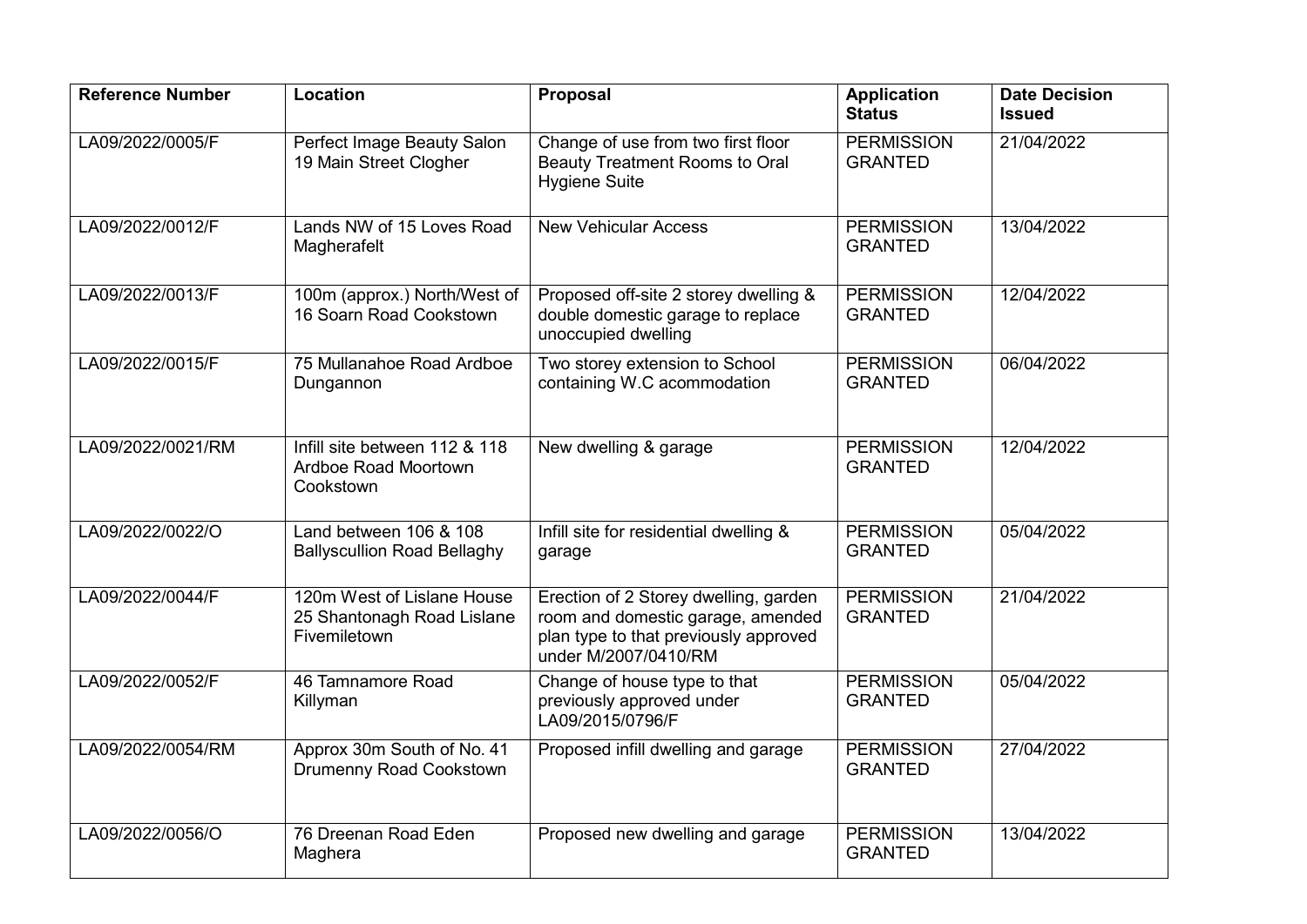| Reference Number | Location | Proposal | Application Status | Date Decision Issued |
|---|---|---|---|---|
| LA09/2022/0005/F | Perfect Image Beauty Salon 19 Main Street Clogher | Change of use from two first floor Beauty Treatment Rooms to Oral Hygiene Suite | PERMISSION GRANTED | 21/04/2022 |
| LA09/2022/0012/F | Lands NW of 15 Loves Road Magherafelt | New Vehicular Access | PERMISSION GRANTED | 13/04/2022 |
| LA09/2022/0013/F | 100m (approx.) North/West of 16 Soarn Road Cookstown | Proposed off-site 2 storey dwelling & double domestic garage to replace unoccupied dwelling | PERMISSION GRANTED | 12/04/2022 |
| LA09/2022/0015/F | 75 Mullanahoe Road Ardboe Dungannon | Two storey extension to School containing W.C acommodation | PERMISSION GRANTED | 06/04/2022 |
| LA09/2022/0021/RM | Infill site between 112 & 118 Ardboe Road Moortown Cookstown | New dwelling & garage | PERMISSION GRANTED | 12/04/2022 |
| LA09/2022/0022/O | Land between 106 & 108 Ballyscullion Road Bellaghy | Infill site for residential dwelling & garage | PERMISSION GRANTED | 05/04/2022 |
| LA09/2022/0044/F | 120m West of Lislane House 25 Shantonagh Road Lislane Fivemiletown | Erection of 2 Storey dwelling, garden room and domestic garage, amended plan type to that previously approved under M/2007/0410/RM | PERMISSION GRANTED | 21/04/2022 |
| LA09/2022/0052/F | 46 Tamnamore Road Killyman | Change of house type to that previously approved under LA09/2015/0796/F | PERMISSION GRANTED | 05/04/2022 |
| LA09/2022/0054/RM | Approx 30m South of No. 41 Drumenny Road Cookstown | Proposed infill dwelling and garage | PERMISSION GRANTED | 27/04/2022 |
| LA09/2022/0056/O | 76 Dreenan Road Eden Maghera | Proposed new dwelling and garage | PERMISSION GRANTED | 13/04/2022 |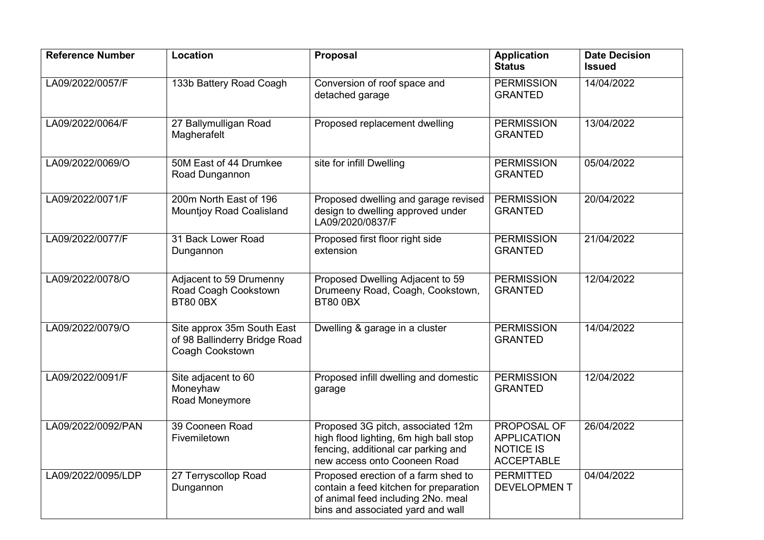| Reference Number | Location | Proposal | Application Status | Date Decision Issued |
|---|---|---|---|---|
| LA09/2022/0057/F | 133b Battery Road Coagh | Conversion of roof space and detached garage | PERMISSION GRANTED | 14/04/2022 |
| LA09/2022/0064/F | 27 Ballymulligan Road Magherafelt | Proposed replacement dwelling | PERMISSION GRANTED | 13/04/2022 |
| LA09/2022/0069/O | 50M East of 44 Drumkee Road Dungannon | site for infill Dwelling | PERMISSION GRANTED | 05/04/2022 |
| LA09/2022/0071/F | 200m North East of 196 Mountjoy Road Coalisland | Proposed dwelling and garage revised design to dwelling approved under LA09/2020/0837/F | PERMISSION GRANTED | 20/04/2022 |
| LA09/2022/0077/F | 31 Back Lower Road Dungannon | Proposed first floor right side extension | PERMISSION GRANTED | 21/04/2022 |
| LA09/2022/0078/O | Adjacent to 59 Drumenny Road Coagh Cookstown BT80 0BX | Proposed Dwelling Adjacent to 59 Drumeeny Road, Coagh, Cookstown, BT80 0BX | PERMISSION GRANTED | 12/04/2022 |
| LA09/2022/0079/O | Site approx 35m South East of 98 Ballinderry Bridge Road Coagh Cookstown | Dwelling & garage in a cluster | PERMISSION GRANTED | 14/04/2022 |
| LA09/2022/0091/F | Site adjacent to 60 Moneyhaw Road Moneymore | Proposed infill dwelling and domestic garage | PERMISSION GRANTED | 12/04/2022 |
| LA09/2022/0092/PAN | 39 Cooneen Road Fivemiletown | Proposed 3G pitch, associated 12m high flood lighting, 6m high ball stop fencing, additional car parking and new access onto Cooneen Road | PROPOSAL OF APPLICATION NOTICE IS ACCEPTABLE | 26/04/2022 |
| LA09/2022/0095/LDP | 27 Terryscollop Road Dungannon | Proposed erection of a farm shed to contain a feed kitchen for preparation of animal feed including 2No. meal bins and associated yard and wall | PERMITTED DEVELOPMEN T | 04/04/2022 |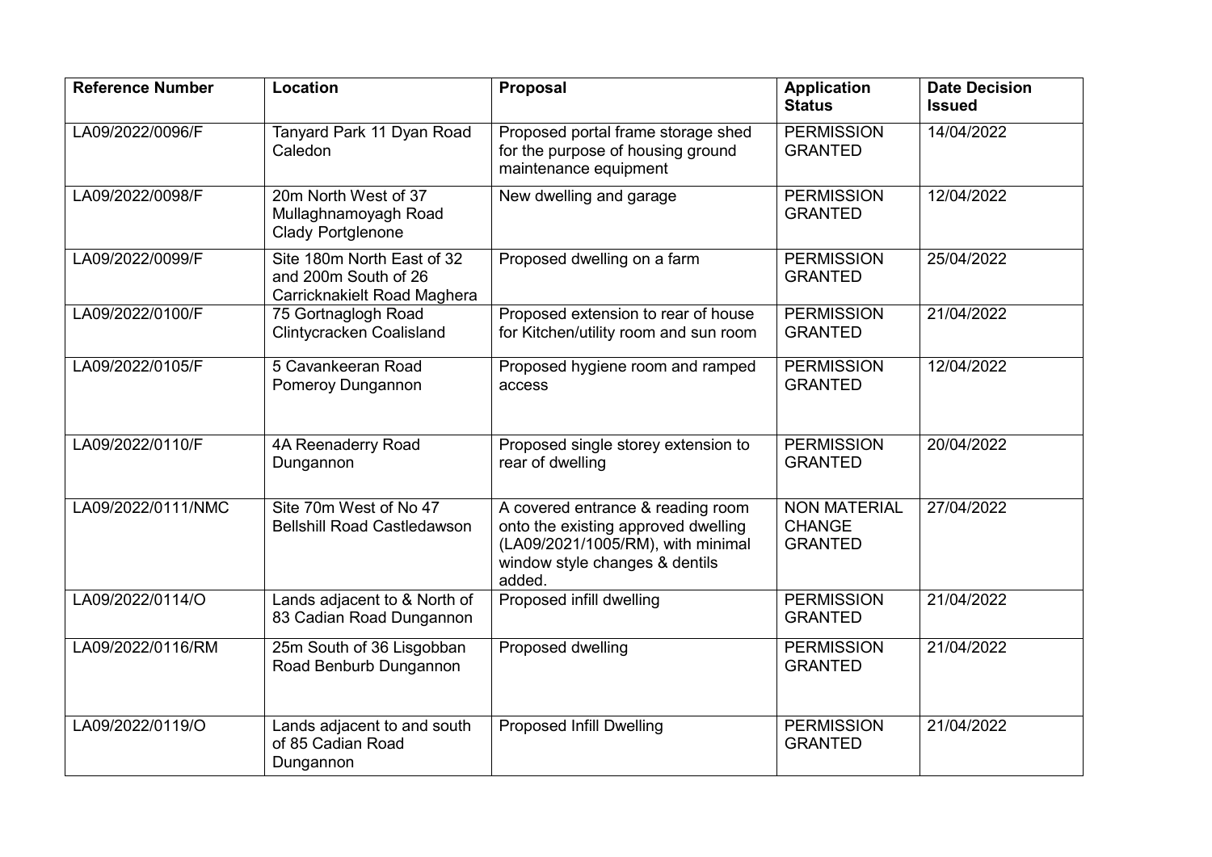| Reference Number | Location | Proposal | Application Status | Date Decision Issued |
| --- | --- | --- | --- | --- |
| LA09/2022/0096/F | Tanyard Park 11 Dyan Road Caledon | Proposed portal frame storage shed for the purpose of housing ground maintenance equipment | PERMISSION GRANTED | 14/04/2022 |
| LA09/2022/0098/F | 20m North West of 37 Mullaghnamoyagh Road Clady Portglenone | New dwelling and garage | PERMISSION GRANTED | 12/04/2022 |
| LA09/2022/0099/F | Site 180m North East of 32 and 200m South of 26 Carricknakielt Road Maghera | Proposed dwelling on a farm | PERMISSION GRANTED | 25/04/2022 |
| LA09/2022/0100/F | 75 Gortnaglogh Road Clintycracken Coalisland | Proposed extension to rear of house for Kitchen/utility room and sun room | PERMISSION GRANTED | 21/04/2022 |
| LA09/2022/0105/F | 5 Cavankeeran Road Pomeroy Dungannon | Proposed hygiene room and ramped access | PERMISSION GRANTED | 12/04/2022 |
| LA09/2022/0110/F | 4A Reenaderry Road Dungannon | Proposed single storey extension to rear of dwelling | PERMISSION GRANTED | 20/04/2022 |
| LA09/2022/0111/NMC | Site 70m West of No 47 Bellshill Road Castledawson | A covered entrance & reading room onto the existing approved dwelling (LA09/2021/1005/RM), with minimal window style changes & dentils added. | NON MATERIAL CHANGE GRANTED | 27/04/2022 |
| LA09/2022/0114/O | Lands adjacent to & North of 83 Cadian Road Dungannon | Proposed infill dwelling | PERMISSION GRANTED | 21/04/2022 |
| LA09/2022/0116/RM | 25m South of 36 Lisgobban Road Benburb Dungannon | Proposed dwelling | PERMISSION GRANTED | 21/04/2022 |
| LA09/2022/0119/O | Lands adjacent to and south of 85 Cadian Road Dungannon | Proposed Infill Dwelling | PERMISSION GRANTED | 21/04/2022 |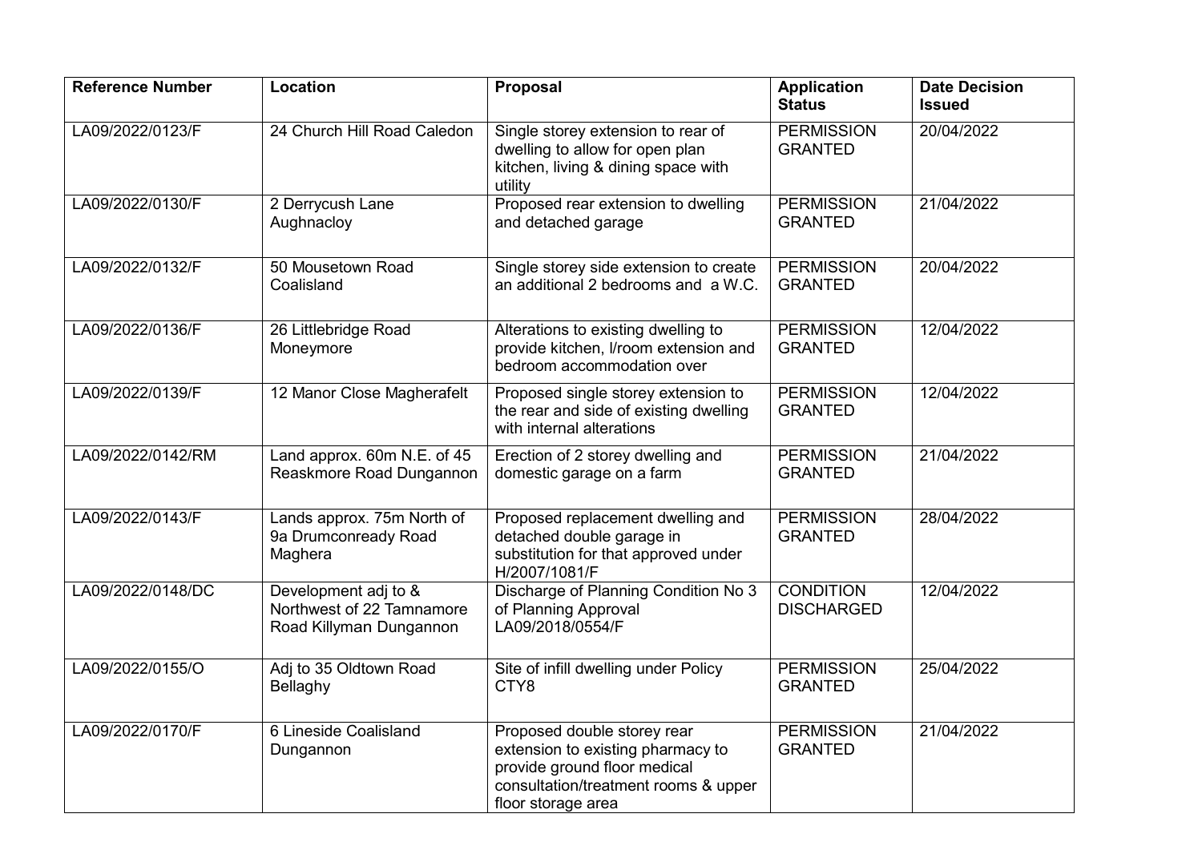| Reference Number | Location | Proposal | Application Status | Date Decision Issued |
|---|---|---|---|---|
| LA09/2022/0123/F | 24 Church Hill Road Caledon | Single storey extension to rear of dwelling to allow for open plan kitchen, living & dining space with utility | PERMISSION GRANTED | 20/04/2022 |
| LA09/2022/0130/F | 2 Derrycush Lane Aughnacloy | Proposed rear extension to dwelling and detached garage | PERMISSION GRANTED | 21/04/2022 |
| LA09/2022/0132/F | 50 Mousetown Road Coalisland | Single storey side extension to create an additional 2 bedrooms and a W.C. | PERMISSION GRANTED | 20/04/2022 |
| LA09/2022/0136/F | 26 Littlebridge Road Moneymore | Alterations to existing dwelling to provide kitchen, l/room extension and bedroom accommodation over | PERMISSION GRANTED | 12/04/2022 |
| LA09/2022/0139/F | 12 Manor Close Magherafelt | Proposed single storey extension to the rear and side of existing dwelling with internal alterations | PERMISSION GRANTED | 12/04/2022 |
| LA09/2022/0142/RM | Land approx. 60m N.E. of 45 Reaskmore Road Dungannon | Erection of 2 storey dwelling and domestic garage on a farm | PERMISSION GRANTED | 21/04/2022 |
| LA09/2022/0143/F | Lands approx. 75m North of 9a Drumconready Road Maghera | Proposed replacement dwelling and detached double garage in substitution for that approved under H/2007/1081/F | PERMISSION GRANTED | 28/04/2022 |
| LA09/2022/0148/DC | Development adj to & Northwest of 22 Tamnamore Road Killyman Dungannon | Discharge of Planning Condition No 3 of Planning Approval LA09/2018/0554/F | CONDITION DISCHARGED | 12/04/2022 |
| LA09/2022/0155/O | Adj to 35 Oldtown Road Bellaghy | Site of infill dwelling under Policy CTY8 | PERMISSION GRANTED | 25/04/2022 |
| LA09/2022/0170/F | 6 Lineside Coalisland Dungannon | Proposed double storey rear extension to existing pharmacy to provide ground floor medical consultation/treatment rooms & upper floor storage area | PERMISSION GRANTED | 21/04/2022 |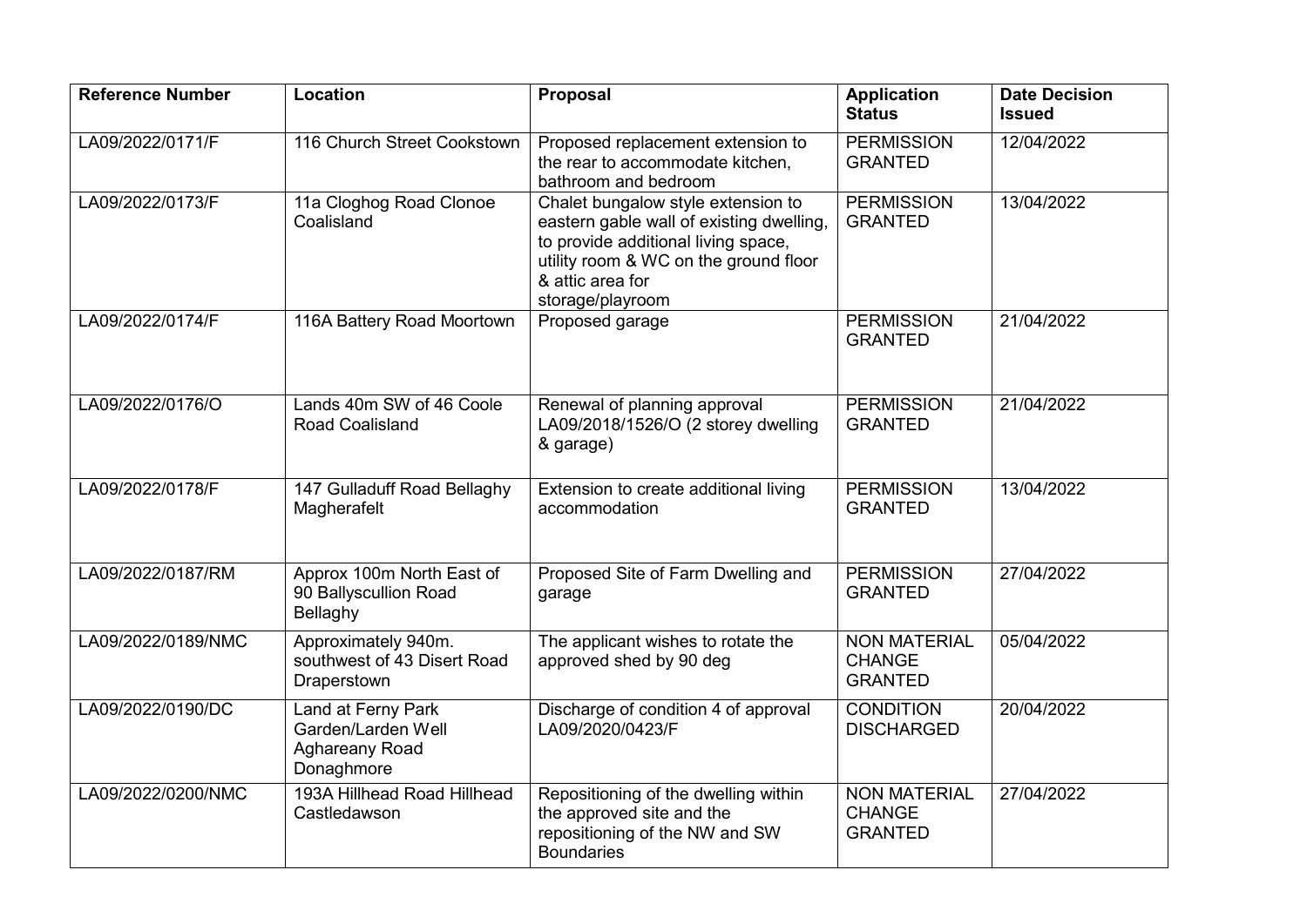| Reference Number | Location | Proposal | Application Status | Date Decision Issued |
|---|---|---|---|---|
| LA09/2022/0171/F | 116 Church Street Cookstown | Proposed replacement extension to the rear to accommodate kitchen, bathroom and bedroom | PERMISSION GRANTED | 12/04/2022 |
| LA09/2022/0173/F | 11a Cloghog Road Clonoe Coalisland | Chalet bungalow style extension to eastern gable wall of existing dwelling, to provide additional living space, utility room & WC on the ground floor & attic area for storage/playroom | PERMISSION GRANTED | 13/04/2022 |
| LA09/2022/0174/F | 116A Battery Road Moortown | Proposed garage | PERMISSION GRANTED | 21/04/2022 |
| LA09/2022/0176/O | Lands 40m SW of 46 Coole Road Coalisland | Renewal of planning approval LA09/2018/1526/O (2 storey dwelling & garage) | PERMISSION GRANTED | 21/04/2022 |
| LA09/2022/0178/F | 147 Gulladuff Road Bellaghy Magherafelt | Extension to create additional living accommodation | PERMISSION GRANTED | 13/04/2022 |
| LA09/2022/0187/RM | Approx 100m North East of 90 Ballyscullion Road Bellaghy | Proposed Site of Farm Dwelling and garage | PERMISSION GRANTED | 27/04/2022 |
| LA09/2022/0189/NMC | Approximately 940m. southwest of 43 Disert Road Draperstown | The applicant wishes to rotate the approved shed by 90 deg | NON MATERIAL CHANGE GRANTED | 05/04/2022 |
| LA09/2022/0190/DC | Land at Ferny Park Garden/Larden Well Aghareany Road Donaghmore | Discharge of condition 4 of approval LA09/2020/0423/F | CONDITION DISCHARGED | 20/04/2022 |
| LA09/2022/0200/NMC | 193A Hillhead Road Hillhead Castledawson | Repositioning of the dwelling within the approved site and the repositioning of the NW and SW Boundaries | NON MATERIAL CHANGE GRANTED | 27/04/2022 |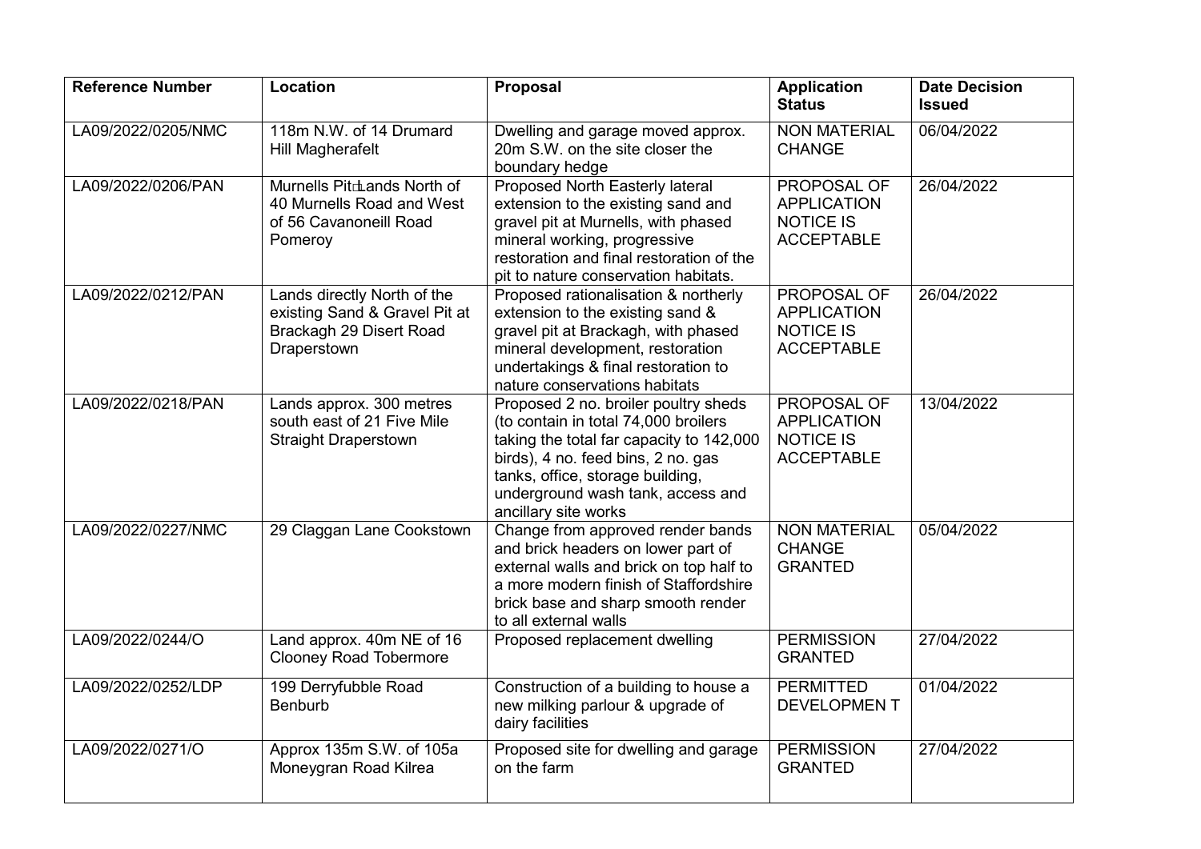| Reference Number | Location | Proposal | Application Status | Date Decision Issued |
|---|---|---|---|---|
| LA09/2022/0205/NMC | 118m N.W. of 14 Drumard Hill Magherafelt | Dwelling and garage moved approx. 20m S.W. on the site closer the boundary hedge | NON MATERIAL CHANGE | 06/04/2022 |
| LA09/2022/0206/PAN | Murnells Pit Lands North of 40 Murnells Road and West of 56 Cavanoneill Road Pomeroy | Proposed North Easterly lateral extension to the existing sand and gravel pit at Murnells, with phased mineral working, progressive restoration and final restoration of the pit to nature conservation habitats. | PROPOSAL OF APPLICATION NOTICE IS ACCEPTABLE | 26/04/2022 |
| LA09/2022/0212/PAN | Lands directly North of the existing Sand & Gravel Pit at Brackagh 29 Disert Road Draperstown | Proposed rationalisation & northerly extension to the existing sand & gravel pit at Brackagh, with phased mineral development, restoration undertakings & final restoration to nature conservations habitats | PROPOSAL OF APPLICATION NOTICE IS ACCEPTABLE | 26/04/2022 |
| LA09/2022/0218/PAN | Lands approx. 300 metres south east of 21 Five Mile Straight Draperstown | Proposed 2 no. broiler poultry sheds (to contain in total 74,000 broilers taking the total far capacity to 142,000 birds), 4 no. feed bins, 2 no. gas tanks, office, storage building, underground wash tank, access and ancillary site works | PROPOSAL OF APPLICATION NOTICE IS ACCEPTABLE | 13/04/2022 |
| LA09/2022/0227/NMC | 29 Claggan Lane Cookstown | Change from approved render bands and brick headers on lower part of external walls and brick on top half to a more modern finish of Staffordshire brick base and sharp smooth render to all external walls | NON MATERIAL CHANGE GRANTED | 05/04/2022 |
| LA09/2022/0244/O | Land approx. 40m NE of 16 Clooney Road Tobermore | Proposed replacement dwelling | PERMISSION GRANTED | 27/04/2022 |
| LA09/2022/0252/LDP | 199 Derryfubble Road Benburb | Construction of a building to house a new milking parlour & upgrade of dairy facilities | PERMITTED DEVELOPMEN T | 01/04/2022 |
| LA09/2022/0271/O | Approx 135m S.W. of 105a Moneygran Road Kilrea | Proposed site for dwelling and garage on the farm | PERMISSION GRANTED | 27/04/2022 |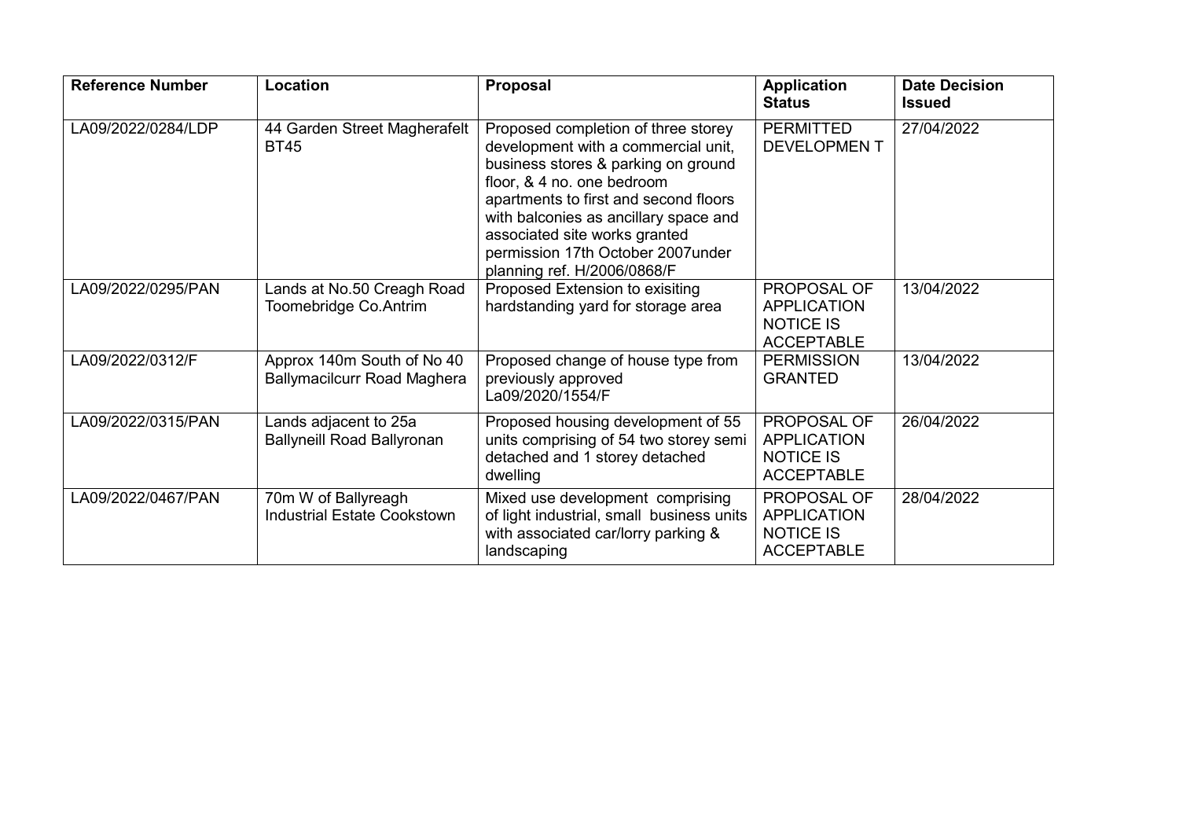| Reference Number | Location | Proposal | Application Status | Date Decision Issued |
|---|---|---|---|---|
| LA09/2022/0284/LDP | 44 Garden Street Magherafelt BT45 | Proposed completion of three storey development with a commercial unit, business stores & parking on ground floor, & 4 no. one bedroom apartments to first and second floors with balconies as ancillary space and associated site works granted permission 17th October 2007under planning ref. H/2006/0868/F | PERMITTED DEVELOPMEN T | 27/04/2022 |
| LA09/2022/0295/PAN | Lands at No.50 Creagh Road Toomebridge Co.Antrim | Proposed Extension to exisiting hardstanding yard for storage area | PROPOSAL OF APPLICATION NOTICE IS ACCEPTABLE | 13/04/2022 |
| LA09/2022/0312/F | Approx 140m South of No 40 Ballymacilcurr Road Maghera | Proposed change of house type from previously approved La09/2020/1554/F | PERMISSION GRANTED | 13/04/2022 |
| LA09/2022/0315/PAN | Lands adjacent to 25a Ballyneill Road Ballyronan | Proposed housing development of 55 units comprising of 54 two storey semi detached and 1 storey detached dwelling | PROPOSAL OF APPLICATION NOTICE IS ACCEPTABLE | 26/04/2022 |
| LA09/2022/0467/PAN | 70m W of Ballyreagh Industrial Estate Cookstown | Mixed use development comprising of light industrial, small business units with associated car/lorry parking & landscaping | PROPOSAL OF APPLICATION NOTICE IS ACCEPTABLE | 28/04/2022 |